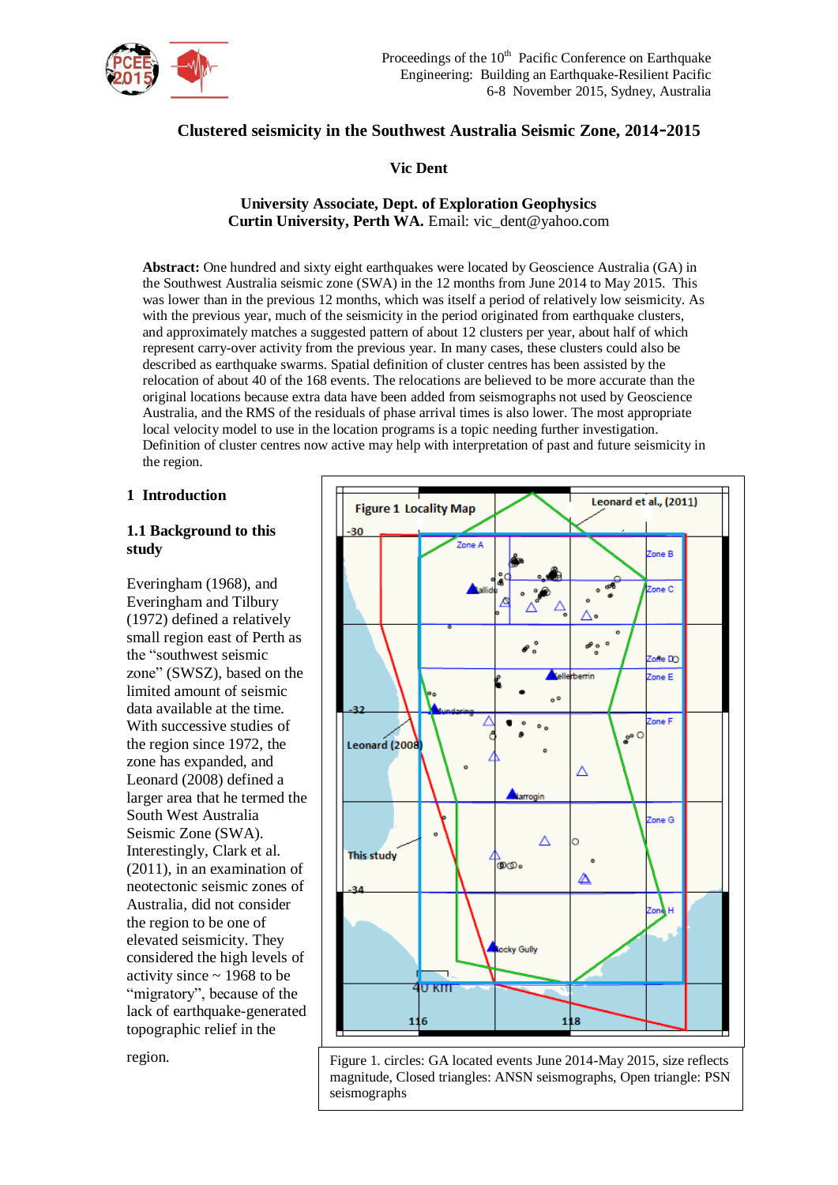# Clustered seismicity in the Southwest Australia Seismic Zone, 2014-2015

**Vic Dent**

**University Associate, Dept. of Exploration Geophysics**
**Curtin University, Perth WA.** Email: vic_dent@yahoo.com

**Abstract:** One hundred and sixty eight earthquakes were located by Geoscience Australia (GA) in the Southwest Australia seismic zone (SWA) in the 12 months from June 2014 to May 2015. This was lower than in the previous 12 months, which was itself a period of relatively low seismicity. As with the previous year, much of the seismicity in the period originated from earthquake clusters, and approximately matches a suggested pattern of about 12 clusters per year, about half of which represent carry-over activity from the previous year. In many cases, these clusters could also be described as earthquake swarms. Spatial definition of cluster centres has been assisted by the relocation of about 40 of the 168 events. The relocations are believed to be more accurate than the original locations because extra data have been added from seismographs not used by Geoscience Australia, and the RMS of the residuals of phase arrival times is also lower. The most appropriate local velocity model to use in the location programs is a topic needing further investigation. Definition of cluster centres now active may help with interpretation of past and future seismicity in the region.

## 1 Introduction

### 1.1 Background to this study

Everingham (1968), and Everingham and Tilbury (1972) defined a relatively small region east of Perth as the "southwest seismic zone" (SWSZ), based on the limited amount of seismic data available at the time. With successive studies of the region since 1972, the zone has expanded, and Leonard (2008) defined a larger area that he termed the South West Australia Seismic Zone (SWA). Interestingly, Clark et al. (2011), in an examination of neotectonic seismic zones of Australia, did not consider the region to be one of elevated seismicity. They considered the high levels of activity since ~ 1968 to be "migratory", because of the lack of earthquake-generated topographic relief in the region.

Figure 1. circles: GA located events June 2014-May 2015, size reflects magnitude, Closed triangles: ANSN seismographs, Open triangle: PSN seismographs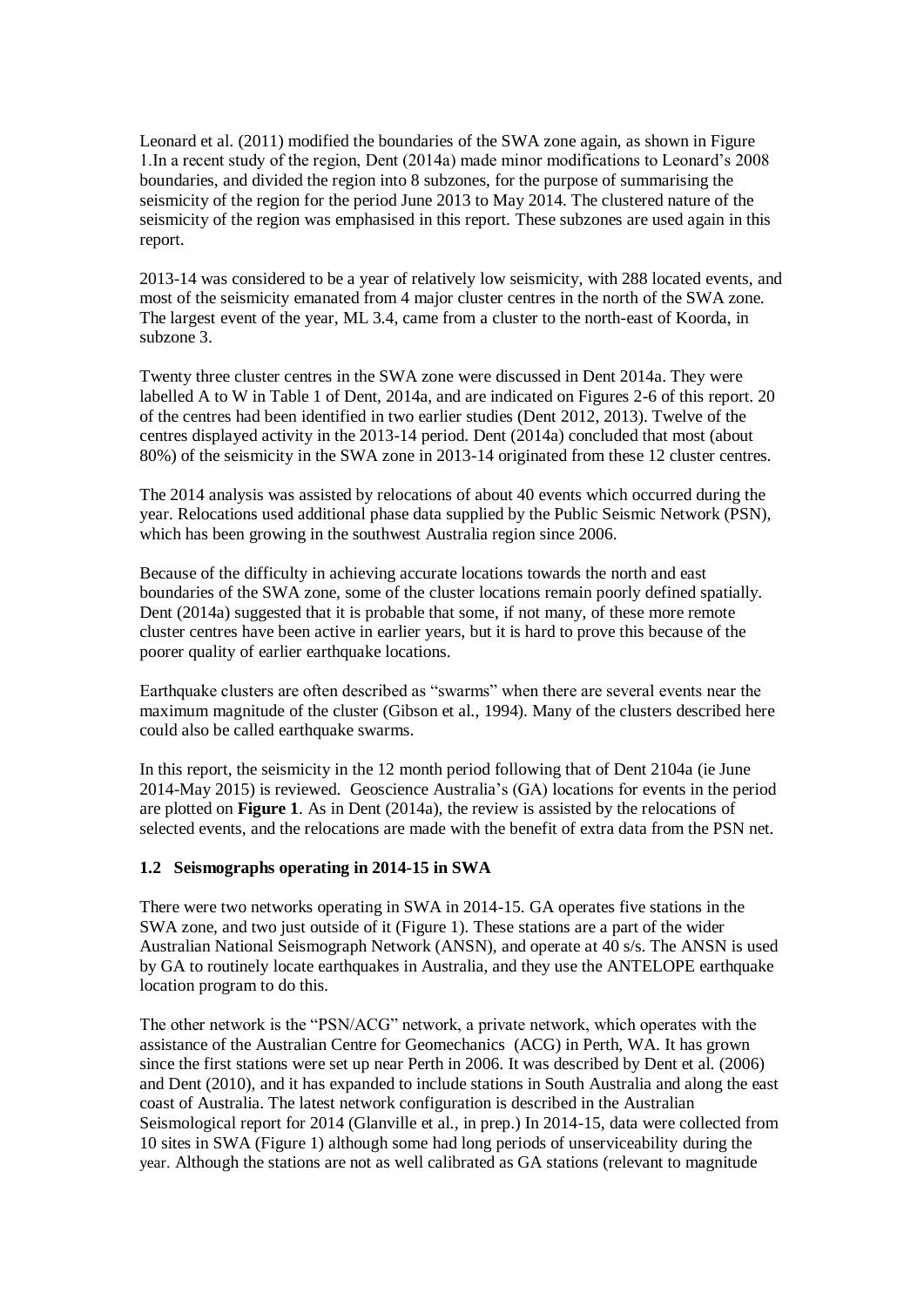Leonard et al. (2011) modified the boundaries of the SWA zone again, as shown in Figure 1.In a recent study of the region, Dent (2014a) made minor modifications to Leonard's 2008 boundaries, and divided the region into 8 subzones, for the purpose of summarising the seismicity of the region for the period June 2013 to May 2014. The clustered nature of the seismicity of the region was emphasised in this report. These subzones are used again in this report.

2013-14 was considered to be a year of relatively low seismicity, with 288 located events, and most of the seismicity emanated from 4 major cluster centres in the north of the SWA zone. The largest event of the year, ML 3.4, came from a cluster to the north-east of Koorda, in subzone 3.

Twenty three cluster centres in the SWA zone were discussed in Dent 2014a. They were labelled A to W in Table 1 of Dent, 2014a, and are indicated on Figures 2-6 of this report. 20 of the centres had been identified in two earlier studies (Dent 2012, 2013). Twelve of the centres displayed activity in the 2013-14 period. Dent (2014a) concluded that most (about 80%) of the seismicity in the SWA zone in 2013-14 originated from these 12 cluster centres.

The 2014 analysis was assisted by relocations of about 40 events which occurred during the year. Relocations used additional phase data supplied by the Public Seismic Network (PSN), which has been growing in the southwest Australia region since 2006.

Because of the difficulty in achieving accurate locations towards the north and east boundaries of the SWA zone, some of the cluster locations remain poorly defined spatially. Dent (2014a) suggested that it is probable that some, if not many, of these more remote cluster centres have been active in earlier years, but it is hard to prove this because of the poorer quality of earlier earthquake locations.

Earthquake clusters are often described as "swarms" when there are several events near the maximum magnitude of the cluster (Gibson et al., 1994). Many of the clusters described here could also be called earthquake swarms.

In this report, the seismicity in the 12 month period following that of Dent 2104a (ie June 2014-May 2015) is reviewed. Geoscience Australia's (GA) locations for events in the period are plotted on **Figure 1**. As in Dent (2014a), the review is assisted by the relocations of selected events, and the relocations are made with the benefit of extra data from the PSN net.

### 1.2 Seismographs operating in 2014-15 in SWA

There were two networks operating in SWA in 2014-15. GA operates five stations in the SWA zone, and two just outside of it (Figure 1). These stations are a part of the wider Australian National Seismograph Network (ANSN), and operate at 40 s/s. The ANSN is used by GA to routinely locate earthquakes in Australia, and they use the ANTELOPE earthquake location program to do this.

The other network is the "PSN/ACG" network, a private network, which operates with the assistance of the Australian Centre for Geomechanics (ACG) in Perth, WA. It has grown since the first stations were set up near Perth in 2006. It was described by Dent et al. (2006) and Dent (2010), and it has expanded to include stations in South Australia and along the east coast of Australia. The latest network configuration is described in the Australian Seismological report for 2014 (Glanville et al., in prep.) In 2014-15, data were collected from 10 sites in SWA (Figure 1) although some had long periods of unserviceability during the year. Although the stations are not as well calibrated as GA stations (relevant to magnitude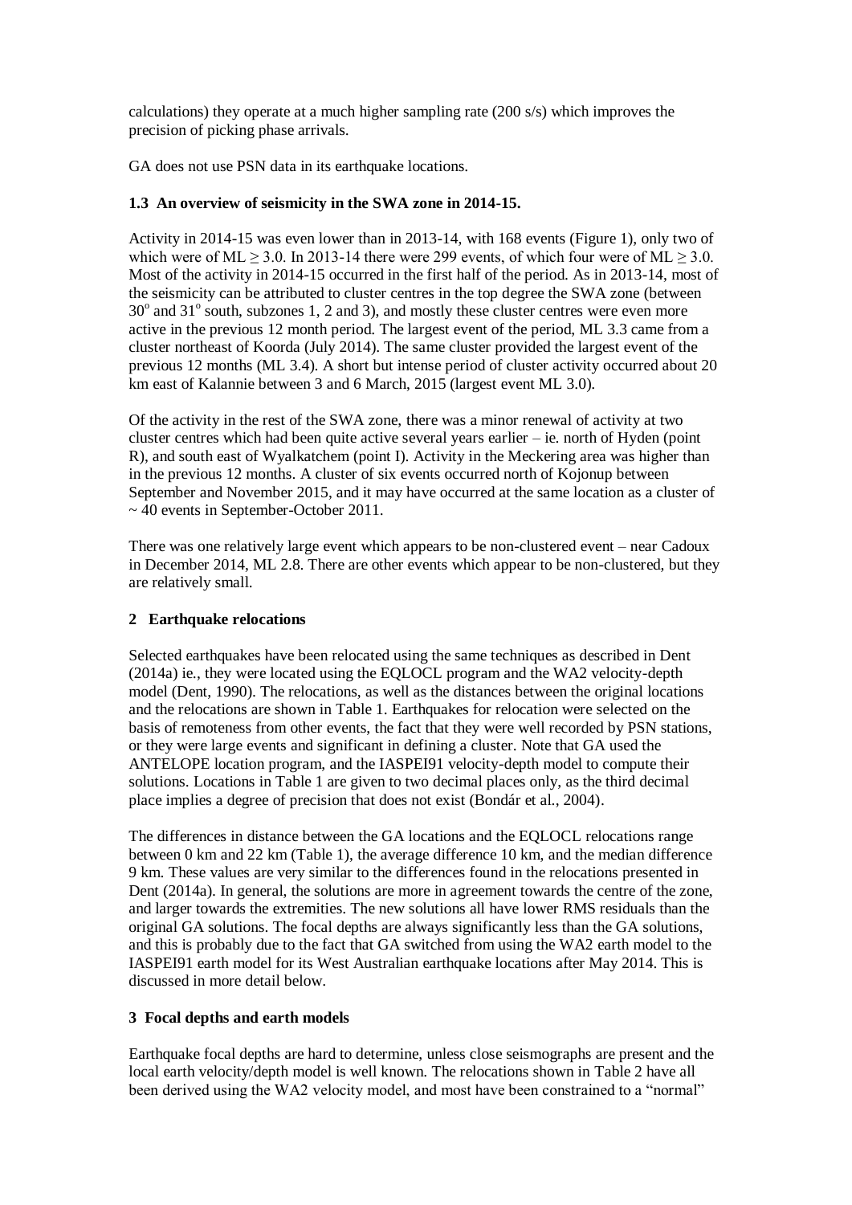calculations) they operate at a much higher sampling rate (200 s/s) which improves the precision of picking phase arrivals.

GA does not use PSN data in its earthquake locations.

### 1.3 An overview of seismicity in the SWA zone in 2014-15.

Activity in 2014-15 was even lower than in 2013-14, with 168 events (Figure 1), only two of which were of ML ≥ 3.0. In 2013-14 there were 299 events, of which four were of ML ≥ 3.0. Most of the activity in 2014-15 occurred in the first half of the period. As in 2013-14, most of the seismicity can be attributed to cluster centres in the top degree the SWA zone (between 30° and 31° south, subzones 1, 2 and 3), and mostly these cluster centres were even more active in the previous 12 month period. The largest event of the period, ML 3.3 came from a cluster northeast of Koorda (July 2014). The same cluster provided the largest event of the previous 12 months (ML 3.4). A short but intense period of cluster activity occurred about 20 km east of Kalannie between 3 and 6 March, 2015 (largest event ML 3.0).

Of the activity in the rest of the SWA zone, there was a minor renewal of activity at two cluster centres which had been quite active several years earlier – ie. north of Hyden (point R), and south east of Wyalkatchem (point I). Activity in the Meckering area was higher than in the previous 12 months. A cluster of six events occurred north of Kojonup between September and November 2015, and it may have occurred at the same location as a cluster of ~ 40 events in September-October 2011.

There was one relatively large event which appears to be non-clustered event – near Cadoux in December 2014, ML 2.8. There are other events which appear to be non-clustered, but they are relatively small.

## 2 Earthquake relocations

Selected earthquakes have been relocated using the same techniques as described in Dent (2014a) ie., they were located using the EQLOCL program and the WA2 velocity-depth model (Dent, 1990). The relocations, as well as the distances between the original locations and the relocations are shown in Table 1. Earthquakes for relocation were selected on the basis of remoteness from other events, the fact that they were well recorded by PSN stations, or they were large events and significant in defining a cluster. Note that GA used the ANTELOPE location program, and the IASPEI91 velocity-depth model to compute their solutions. Locations in Table 1 are given to two decimal places only, as the third decimal place implies a degree of precision that does not exist (Bondár et al., 2004).

The differences in distance between the GA locations and the EQLOCL relocations range between 0 km and 22 km (Table 1), the average difference 10 km, and the median difference 9 km. These values are very similar to the differences found in the relocations presented in Dent (2014a). In general, the solutions are more in agreement towards the centre of the zone, and larger towards the extremities. The new solutions all have lower RMS residuals than the original GA solutions. The focal depths are always significantly less than the GA solutions, and this is probably due to the fact that GA switched from using the WA2 earth model to the IASPEI91 earth model for its West Australian earthquake locations after May 2014. This is discussed in more detail below.

## 3 Focal depths and earth models

Earthquake focal depths are hard to determine, unless close seismographs are present and the local earth velocity/depth model is well known. The relocations shown in Table 2 have all been derived using the WA2 velocity model, and most have been constrained to a "normal"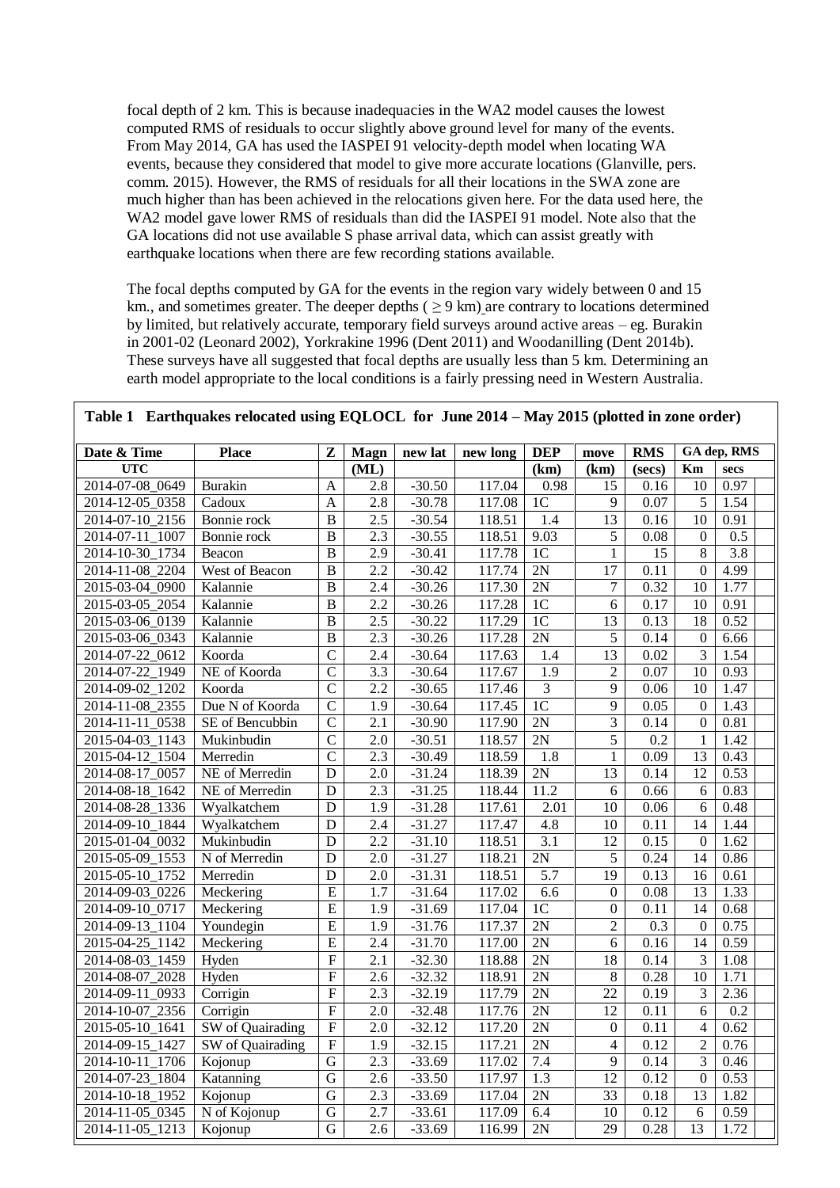focal depth of 2 km. This is because inadequacies in the WA2 model causes the lowest computed RMS of residuals to occur slightly above ground level for many of the events. From May 2014, GA has used the IASPEI 91 velocity-depth model when locating WA events, because they considered that model to give more accurate locations (Glanville, pers. comm. 2015). However, the RMS of residuals for all their locations in the SWA zone are much higher than has been achieved in the relocations given here. For the data used here, the WA2 model gave lower RMS of residuals than did the IASPEI 91 model. Note also that the GA locations did not use available S phase arrival data, which can assist greatly with earthquake locations when there are few recording stations available.

The focal depths computed by GA for the events in the region vary widely between 0 and 15 km., and sometimes greater. The deeper depths ( ≥ 9 km) are contrary to locations determined by limited, but relatively accurate, temporary field surveys around active areas – eg. Burakin in 2001-02 (Leonard 2002), Yorkrakine 1996 (Dent 2011) and Woodanilling (Dent 2014b). These surveys have all suggested that focal depths are usually less than 5 km. Determining an earth model appropriate to the local conditions is a fairly pressing need in Western Australia.

**Table 1 Earthquakes relocated using EQLOCL for June 2014 – May 2015 (plotted in zone order)**

| Date & Time | Place | Z | Magn | new lat | new long | DEP | move | RMS | GA dep, RMS | |
|---|---|---|---|---|---|---|---|---|---|---|
| UTC | | | (ML) | | | (km) | (km) | (secs) | Km | secs |
| 2014-07-08_0649 | Burakin | A | 2.8 | -30.50 | 117.04 | 0.98 | 15 | 0.16 | 10 | 0.97 |
| 2014-12-05_0358 | Cadoux | A | 2.8 | -30.78 | 117.08 | 1C | 9 | 0.07 | 5 | 1.54 |
| 2014-07-10_2156 | Bonnie rock | B | 2.5 | -30.54 | 118.51 | 1.4 | 13 | 0.16 | 10 | 0.91 |
| 2014-07-11_1007 | Bonnie rock | B | 2.3 | -30.55 | 118.51 | 9.03 | 5 | 0.08 | 0 | 0.5 |
| 2014-10-30_1734 | Beacon | B | 2.9 | -30.41 | 117.78 | 1C | 1 | 15 | 8 | 3.8 |
| 2014-11-08_2204 | West of Beacon | B | 2.2 | -30.42 | 117.74 | 2N | 17 | 0.11 | 0 | 4.99 |
| 2015-03-04_0900 | Kalannie | B | 2.4 | -30.26 | 117.30 | 2N | 7 | 0.32 | 10 | 1.77 |
| 2015-03-05_2054 | Kalannie | B | 2.2 | -30.26 | 117.28 | 1C | 6 | 0.17 | 10 | 0.91 |
| 2015-03-06_0139 | Kalannie | B | 2.5 | -30.22 | 117.29 | 1C | 13 | 0.13 | 18 | 0.52 |
| 2015-03-06_0343 | Kalannie | B | 2.3 | -30.26 | 117.28 | 2N | 5 | 0.14 | 0 | 6.66 |
| 2014-07-22_0612 | Koorda | C | 2.4 | -30.64 | 117.63 | 1.4 | 13 | 0.02 | 3 | 1.54 |
| 2014-07-22_1949 | NE of Koorda | C | 3.3 | -30.64 | 117.67 | 1.9 | 2 | 0.07 | 10 | 0.93 |
| 2014-09-02_1202 | Koorda | C | 2.2 | -30.65 | 117.46 | 3 | 9 | 0.06 | 10 | 1.47 |
| 2014-11-08_2355 | Due N of Koorda | C | 1.9 | -30.64 | 117.45 | 1C | 9 | 0.05 | 0 | 1.43 |
| 2014-11-11_0538 | SE of Bencubbin | C | 2.1 | -30.90 | 117.90 | 2N | 3 | 0.14 | 0 | 0.81 |
| 2015-04-03_1143 | Mukinbudin | C | 2.0 | -30.51 | 118.57 | 2N | 5 | 0.2 | 1 | 1.42 |
| 2015-04-12_1504 | Merredin | C | 2.3 | -30.49 | 118.59 | 1.8 | 1 | 0.09 | 13 | 0.43 |
| 2014-08-17_0057 | NE of Merredin | D | 2.0 | -31.24 | 118.39 | 2N | 13 | 0.14 | 12 | 0.53 |
| 2014-08-18_1642 | NE of Merredin | D | 2.3 | -31.25 | 118.44 | 11.2 | 6 | 0.66 | 6 | 0.83 |
| 2014-08-28_1336 | Wyalkatchem | D | 1.9 | -31.28 | 117.61 | 2.01 | 10 | 0.06 | 6 | 0.48 |
| 2014-09-10_1844 | Wyalkatchem | D | 2.4 | -31.27 | 117.47 | 4.8 | 10 | 0.11 | 14 | 1.44 |
| 2015-01-04_0032 | Mukinbudin | D | 2.2 | -31.10 | 118.51 | 3.1 | 12 | 0.15 | 0 | 1.62 |
| 2015-05-09_1553 | N of Merredin | D | 2.0 | -31.27 | 118.21 | 2N | 5 | 0.24 | 14 | 0.86 |
| 2015-05-10_1752 | Merredin | D | 2.0 | -31.31 | 118.51 | 5.7 | 19 | 0.13 | 16 | 0.61 |
| 2014-09-03_0226 | Meckering | E | 1.7 | -31.64 | 117.02 | 6.6 | 0 | 0.08 | 13 | 1.33 |
| 2014-09-10_0717 | Meckering | E | 1.9 | -31.69 | 117.04 | 1C | 0 | 0.11 | 14 | 0.68 |
| 2014-09-13_1104 | Youndegin | E | 1.9 | -31.76 | 117.37 | 2N | 2 | 0.3 | 0 | 0.75 |
| 2015-04-25_1142 | Meckering | E | 2.4 | -31.70 | 117.00 | 2N | 6 | 0.16 | 14 | 0.59 |
| 2014-08-03_1459 | Hyden | F | 2.1 | -32.30 | 118.88 | 2N | 18 | 0.14 | 3 | 1.08 |
| 2014-08-07_2028 | Hyden | F | 2.6 | -32.32 | 118.91 | 2N | 8 | 0.28 | 10 | 1.71 |
| 2014-09-11_0933 | Corrigin | F | 2.3 | -32.19 | 117.79 | 2N | 22 | 0.19 | 3 | 2.36 |
| 2014-10-07_2356 | Corrigin | F | 2.0 | -32.48 | 117.76 | 2N | 12 | 0.11 | 6 | 0.2 |
| 2015-05-10_1641 | SW of Quairading | F | 2.0 | -32.12 | 117.20 | 2N | 0 | 0.11 | 4 | 0.62 |
| 2014-09-15_1427 | SW of Quairading | F | 1.9 | -32.15 | 117.21 | 2N | 4 | 0.12 | 2 | 0.76 |
| 2014-10-11_1706 | Kojonup | G | 2.3 | -33.69 | 117.02 | 7.4 | 9 | 0.14 | 3 | 0.46 |
| 2014-07-23_1804 | Katanning | G | 2.6 | -33.50 | 117.97 | 1.3 | 12 | 0.12 | 0 | 0.53 |
| 2014-10-18_1952 | Kojonup | G | 2.3 | -33.69 | 117.04 | 2N | 33 | 0.18 | 13 | 1.82 |
| 2014-11-05_0345 | N of Kojonup | G | 2.7 | -33.61 | 117.09 | 6.4 | 10 | 0.12 | 6 | 0.59 |
| 2014-11-05_1213 | Kojonup | G | 2.6 | -33.69 | 116.99 | 2N | 29 | 0.28 | 13 | 1.72 |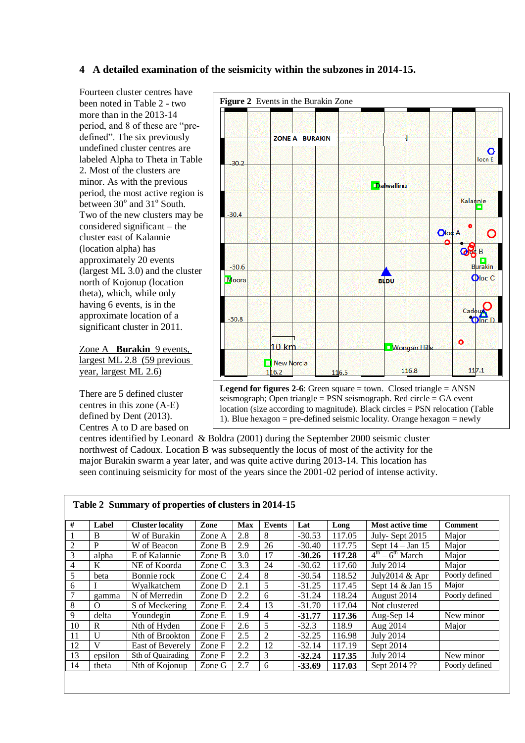## 4 A detailed examination of the seismicity within the subzones in 2014-15.

Fourteen cluster centres have been noted in Table 2 - two more than in the 2013-14 period, and 8 of these are “pre-defined”. The six previously undefined cluster centres are labeled Alpha to Theta in Table 2. Most of the clusters are minor. As with the previous period, the most active region is between 30° and 31° South. Two of the new clusters may be considered significant – the cluster east of Kalannie (location alpha) has approximately 20 events (largest ML 3.0) and the cluster north of Kojonup (location theta), which, while only having 6 events, is in the approximate location of a significant cluster in 2011.

**Figure 2** Events in the Burakin Zone

Legend for figures 2-6: Green square = town. Closed triangle = ANSN seismograph; Open triangle = PSN seismograph. Red circle = GA event location (size according to magnitude). Black circles = PSN relocation (Table 1). Blue hexagon = pre-defined seismic locality. Orange hexagon = newly

Zone A **Burakin** 9 events, largest ML 2.8 (59 previous year, largest ML 2.6)

There are 5 defined cluster centres in this zone (A-E) defined by Dent (2013). Centres A to D are based on centres identified by Leonard & Boldra (2001) during the September 2000 seismic cluster northwest of Cadoux. Location B was subsequently the locus of most of the activity for the major Burakin swarm a year later, and was quite active during 2013-14. This location has seen continuing seismicity for most of the years since the 2001-02 period of intense activity.

**Table 2 Summary of properties of clusters in 2014-15**

| # | Label | Cluster locality | Zone | Max | Events | Lat | Long | Most active time | Comment |
|---|---|---|---|---|---|---|---|---|---|
| 1 | B | W of Burakin | Zone A | 2.8 | 8 | -30.53 | 117.05 | July- Sept 2015 | Major |
| 2 | P | W of Beacon | Zone B | 2.9 | 26 | -30.40 | 117.75 | Sept 14 – Jan 15 | Major |
| 3 | alpha | E of Kalannie | Zone B | 3.0 | 17 | **-30.26** | **117.28** | 4th – 6th March | Major |
| 4 | K | NE of Koorda | Zone C | 3.3 | 24 | -30.62 | 117.60 | July 2014 | Major |
| 5 | beta | Bonnie rock | Zone C | 2.4 | 8 | -30.54 | 118.52 | July2014 & Apr | Poorly defined |
| 6 | I | Wyalkatchem | Zone D | 2.1 | 5 | -31.25 | 117.45 | Sept 14 & Jan 15 | Major |
| 7 | gamma | N of Merredin | Zone D | 2.2 | 6 | -31.24 | 118.24 | August 2014 | Poorly defined |
| 8 | O | S of Meckering | Zone E | 2.4 | 13 | -31.70 | 117.04 | Not clustered | |
| 9 | delta | Youndegin | Zone E | 1.9 | 4 | **-31.77** | **117.36** | Aug-Sep 14 | New minor |
| 10 | R | Nth of Hyden | Zone F | 2.6 | 5 | -32.3 | 118.9 | Aug 2014 | Major |
| 11 | U | Nth of Brookton | Zone F | 2.5 | 2 | -32.25 | 116.98 | July 2014 | |
| 12 | V | East of Beverely | Zone F | 2.2 | 12 | -32.14 | 117.19 | Sept 2014 | |
| 13 | epsilon | Sth of Quairading | Zone F | 2.2 | 3 | **-32.24** | **117.35** | July 2014 | New minor |
| 14 | theta | Nth of Kojonup | Zone G | 2.7 | 6 | **-33.69** | **117.03** | Sept 2014 ?? | Poorly defined |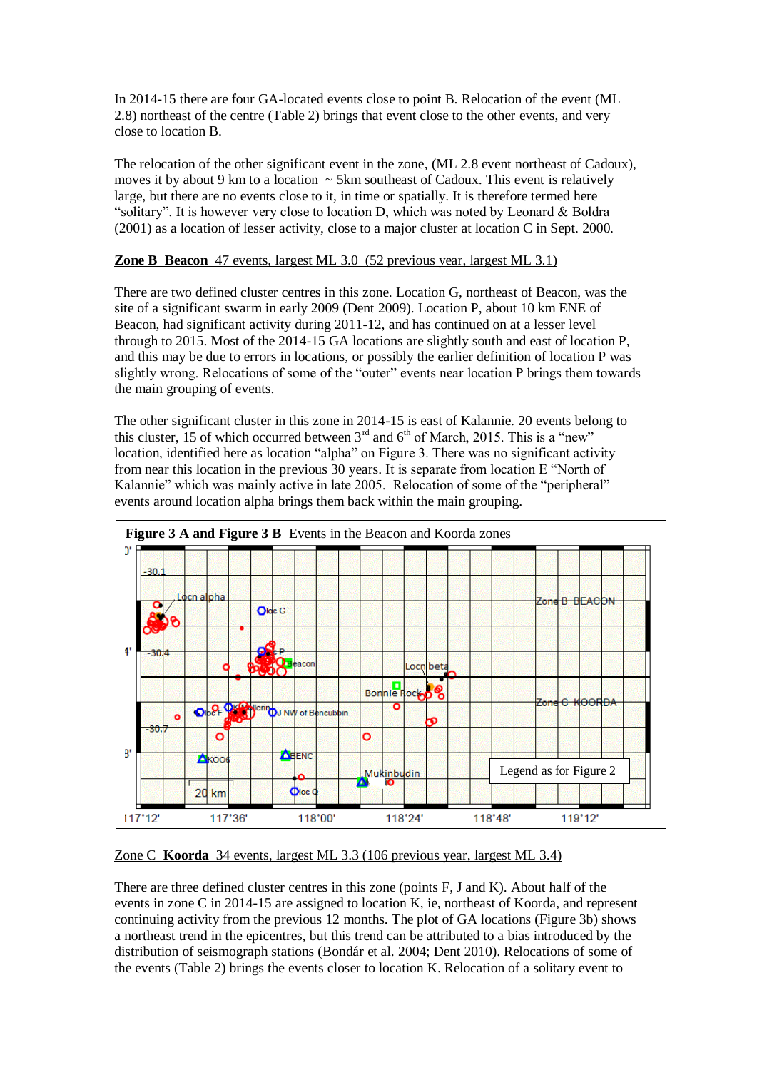In 2014-15 there are four GA-located events close to point B. Relocation of the event (ML 2.8) northeast of the centre (Table 2) brings that event close to the other events, and very close to location B.

The relocation of the other significant event in the zone, (ML 2.8 event northeast of Cadoux), moves it by about 9 km to a location ~ 5km southeast of Cadoux. This event is relatively large, but there are no events close to it, in time or spatially. It is therefore termed here "solitary". It is however very close to location D, which was noted by Leonard & Boldra (2001) as a location of lesser activity, close to a major cluster at location C in Sept. 2000.

**Zone B Beacon** 47 events, largest ML 3.0 (52 previous year, largest ML 3.1)

There are two defined cluster centres in this zone. Location G, northeast of Beacon, was the site of a significant swarm in early 2009 (Dent 2009). Location P, about 10 km ENE of Beacon, had significant activity during 2011-12, and has continued on at a lesser level through to 2015. Most of the 2014-15 GA locations are slightly south and east of location P, and this may be due to errors in locations, or possibly the earlier definition of location P was slightly wrong. Relocations of some of the "outer" events near location P brings them towards the main grouping of events.

The other significant cluster in this zone in 2014-15 is east of Kalannie. 20 events belong to this cluster, 15 of which occurred between 3[rd] and 6[th] of March, 2015. This is a "new" location, identified here as location "alpha" on Figure 3. There was no significant activity from near this location in the previous 30 years. It is separate from location E "North of Kalannie" which was mainly active in late 2005. Relocation of some of the "peripheral" events around location alpha brings them back within the main grouping.

**Figure 3 A and Figure 3 B** Events in the Beacon and Koorda zones

**Zone C Koorda** 34 events, largest ML 3.3 (106 previous year, largest ML 3.4)

There are three defined cluster centres in this zone (points F, J and K). About half of the events in zone C in 2014-15 are assigned to location K, ie, northeast of Koorda, and represent continuing activity from the previous 12 months. The plot of GA locations (Figure 3b) shows a northeast trend in the epicentres, but this trend can be attributed to a bias introduced by the distribution of seismograph stations (Bondár et al. 2004; Dent 2010). Relocations of some of the events (Table 2) brings the events closer to location K. Relocation of a solitary event to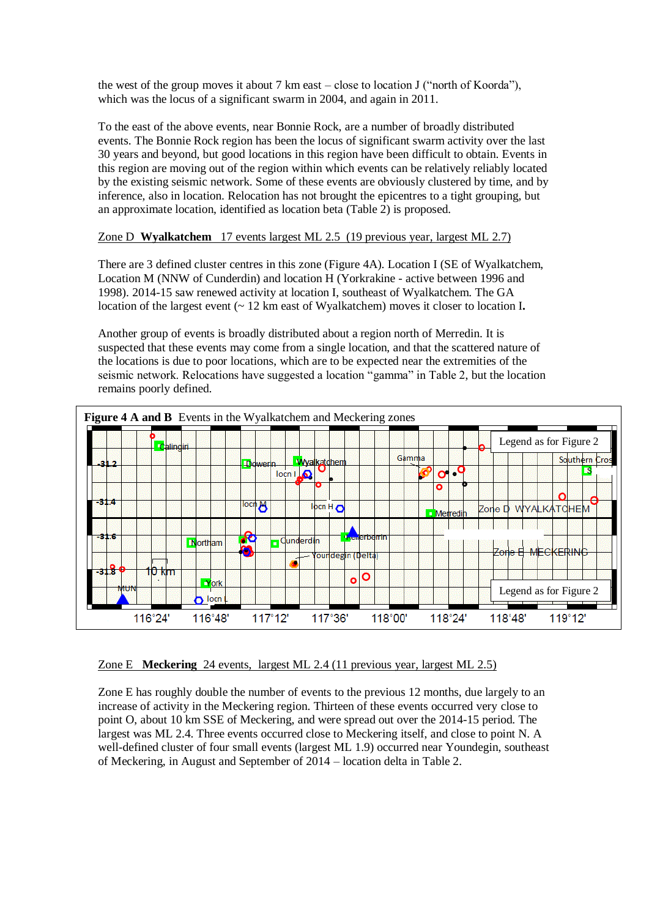the west of the group moves it about 7 km east – close to location J ("north of Koorda"), which was the locus of a significant swarm in 2004, and again in 2011.

To the east of the above events, near Bonnie Rock, are a number of broadly distributed events. The Bonnie Rock region has been the locus of significant swarm activity over the last 30 years and beyond, but good locations in this region have been difficult to obtain. Events in this region are moving out of the region within which events can be relatively reliably located by the existing seismic network. Some of these events are obviously clustered by time, and by inference, also in location. Relocation has not brought the epicentres to a tight grouping, but an approximate location, identified as location beta (Table 2) is proposed.

Zone D **Wyalkatchem** 17 events largest ML 2.5 (19 previous year, largest ML 2.7)

There are 3 defined cluster centres in this zone (Figure 4A). Location I (SE of Wyalkatchem, Location M (NNW of Cunderdin) and location H (Yorkrakine - active between 1996 and 1998). 2014-15 saw renewed activity at location I, southeast of Wyalkatchem. The GA location of the largest event (~ 12 km east of Wyalkatchem) moves it closer to location I**.**

Another group of events is broadly distributed about a region north of Merredin. It is suspected that these events may come from a single location, and that the scattered nature of the locations is due to poor locations, which are to be expected near the extremities of the seismic network. Relocations have suggested a location "gamma" in Table 2, but the location remains poorly defined.

**Figure 4 A and B** Events in the Wyalkatchem and Meckering zones

Zone E **Meckering** 24 events, largest ML 2.4 (11 previous year, largest ML 2.5)

Zone E has roughly double the number of events to the previous 12 months, due largely to an increase of activity in the Meckering region. Thirteen of these events occurred very close to point O, about 10 km SSE of Meckering, and were spread out over the 2014-15 period. The largest was ML 2.4. Three events occurred close to Meckering itself, and close to point N. A well-defined cluster of four small events (largest ML 1.9) occurred near Youndegin, southeast of Meckering, in August and September of 2014 – location delta in Table 2.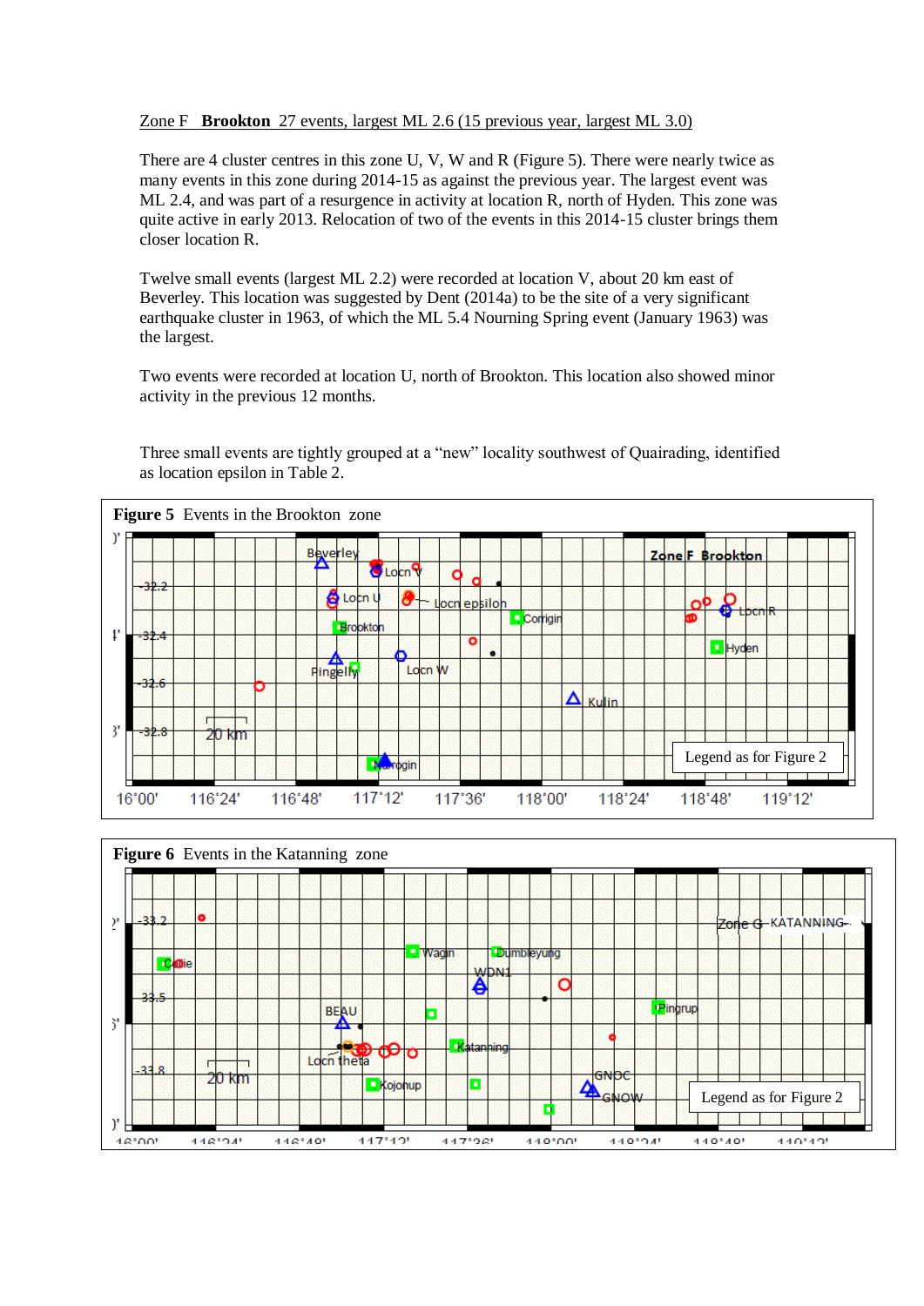Zone F **Brookton** 27 events, largest ML 2.6 (15 previous year, largest ML 3.0)

There are 4 cluster centres in this zone U, V, W and R (Figure 5). There were nearly twice as many events in this zone during 2014-15 as against the previous year. The largest event was ML 2.4, and was part of a resurgence in activity at location R, north of Hyden. This zone was quite active in early 2013. Relocation of two of the events in this 2014-15 cluster brings them closer location R.

Twelve small events (largest ML 2.2) were recorded at location V, about 20 km east of Beverley. This location was suggested by Dent (2014a) to be the site of a very significant earthquake cluster in 1963, of which the ML 5.4 Nourning Spring event (January 1963) was the largest.

Two events were recorded at location U, north of Brookton. This location also showed minor activity in the previous 12 months.

Three small events are tightly grouped at a "new" locality southwest of Quairading, identified as location epsilon in Table 2.

**Figure 5** Events in the Brookton zone

**Figure 6** Events in the Katanning zone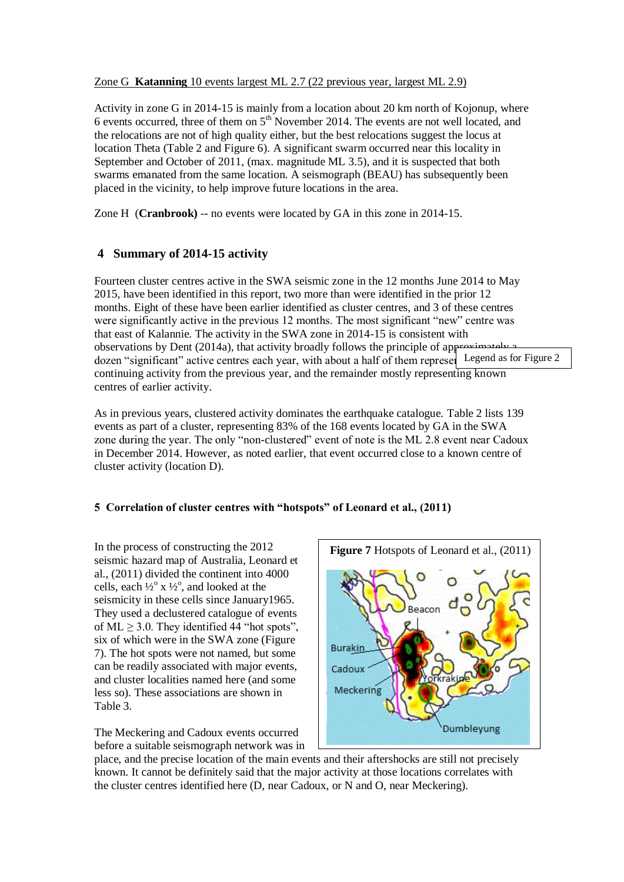Zone G **Katanning** 10 events largest ML 2.7 (22 previous year, largest ML 2.9)

Activity in zone G in 2014-15 is mainly from a location about 20 km north of Kojonup, where 6 events occurred, three of them on 5th November 2014. The events are not well located, and the relocations are not of high quality either, but the best relocations suggest the locus at location Theta (Table 2 and Figure 6). A significant swarm occurred near this locality in September and October of 2011, (max. magnitude ML 3.5), and it is suspected that both swarms emanated from the same location. A seismograph (BEAU) has subsequently been placed in the vicinity, to help improve future locations in the area.

Zone H (**Cranbrook**) -- no events were located by GA in this zone in 2014-15.

## 4 Summary of 2014-15 activity

Fourteen cluster centres active in the SWA seismic zone in the 12 months June 2014 to May 2015, have been identified in this report, two more than were identified in the prior 12 months. Eight of these have been earlier identified as cluster centres, and 3 of these centres were significantly active in the previous 12 months. The most significant "new" centre was that east of Kalannie. The activity in the SWA zone in 2014-15 is consistent with observations by Dent (2014a), that activity broadly follows the principle of approximately a dozen "significant" active centres each year, with about a half of them representing continuing activity from the previous year, and the remainder mostly representing known centres of earlier activity.

Legend as for Figure 2

As in previous years, clustered activity dominates the earthquake catalogue. Table 2 lists 139 events as part of a cluster, representing 83% of the 168 events located by GA in the SWA zone during the year. The only "non-clustered" event of note is the ML 2.8 event near Cadoux in December 2014. However, as noted earlier, that event occurred close to a known centre of cluster activity (location D).

### 5 Correlation of cluster centres with "hotspots" of Leonard et al., (2011)

In the process of constructing the 2012 seismic hazard map of Australia, Leonard et al., (2011) divided the continent into 4000 cells, each ½° x ½°, and looked at the seismicity in these cells since January1965. They used a declustered catalogue of events of ML ≥ 3.0. They identified 44 "hot spots", six of which were in the SWA zone (Figure 7). The hot spots were not named, but some can be readily associated with major events, and cluster localities named here (and some less so). These associations are shown in Table 3.

**Figure 7** Hotspots of Leonard et al., (2011)

The Meckering and Cadoux events occurred before a suitable seismograph network was in place, and the precise location of the main events and their aftershocks are still not precisely known. It cannot be definitely said that the major activity at those locations correlates with the cluster centres identified here (D, near Cadoux, or N and O, near Meckering).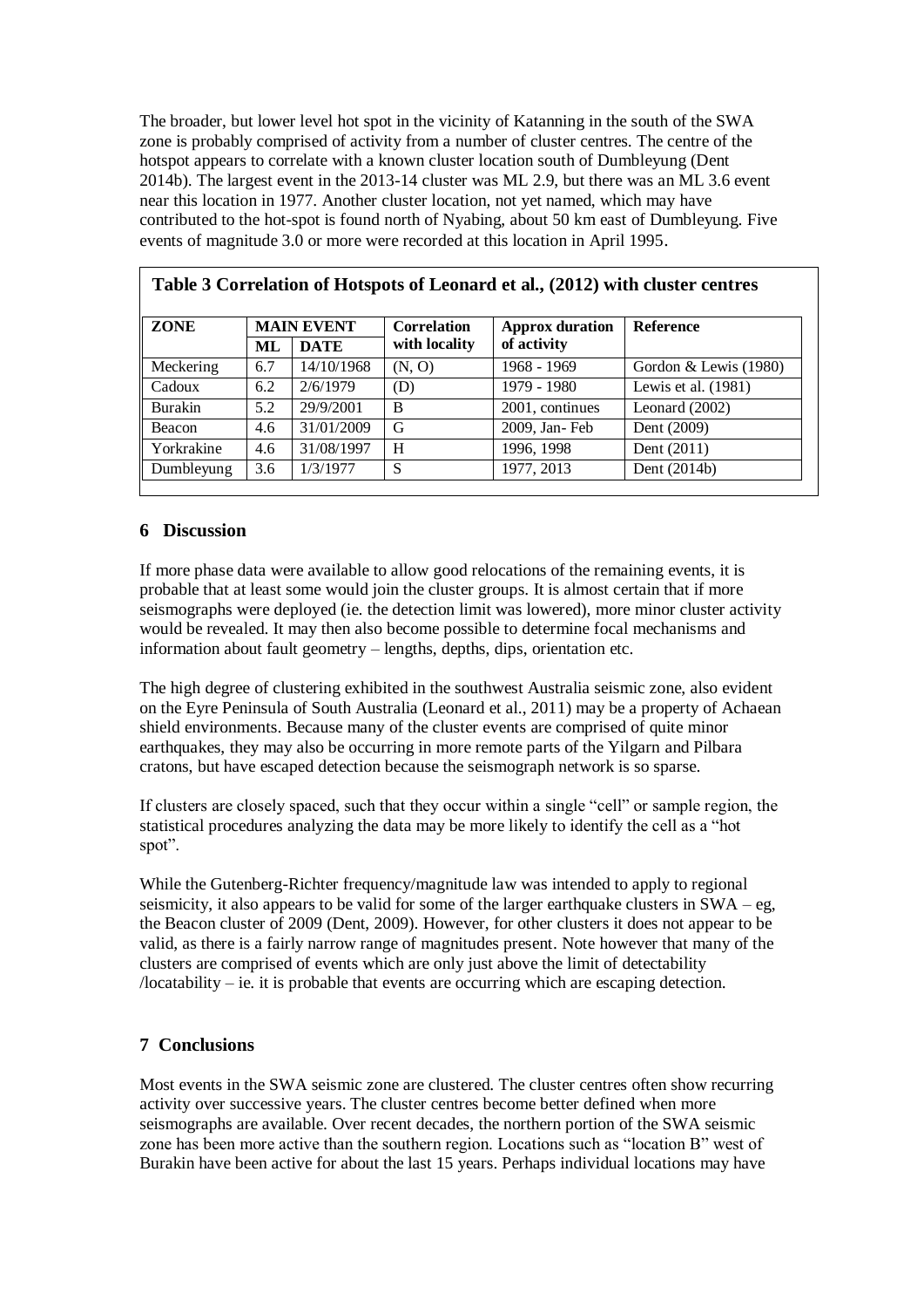The broader, but lower level hot spot in the vicinity of Katanning in the south of the SWA zone is probably comprised of activity from a number of cluster centres. The centre of the hotspot appears to correlate with a known cluster location south of Dumbleyung (Dent 2014b). The largest event in the 2013-14 cluster was ML 2.9, but there was an ML 3.6 event near this location in 1977. Another cluster location, not yet named, which may have contributed to the hot-spot is found north of Nyabing, about 50 km east of Dumbleyung. Five events of magnitude 3.0 or more were recorded at this location in April 1995.

**Table 3 Correlation of Hotspots of Leonard et al., (2012) with cluster centres**

| ZONE | MAIN EVENT | | Correlation with locality | Approx duration of activity | Reference |
|---|---|---|---|---|---|
| | ML | DATE | | | |
| Meckering | 6.7 | 14/10/1968 | (N, O) | 1968 - 1969 | Gordon & Lewis (1980) |
| Cadoux | 6.2 | 2/6/1979 | (D) | 1979 - 1980 | Lewis et al. (1981) |
| Burakin | 5.2 | 29/9/2001 | B | 2001, continues | Leonard (2002) |
| Beacon | 4.6 | 31/01/2009 | G | 2009, Jan- Feb | Dent (2009) |
| Yorkrakine | 4.6 | 31/08/1997 | H | 1996, 1998 | Dent (2011) |
| Dumbleyung | 3.6 | 1/3/1977 | S | 1977, 2013 | Dent (2014b) |

## 6 Discussion

If more phase data were available to allow good relocations of the remaining events, it is probable that at least some would join the cluster groups. It is almost certain that if more seismographs were deployed (ie. the detection limit was lowered), more minor cluster activity would be revealed. It may then also become possible to determine focal mechanisms and information about fault geometry – lengths, depths, dips, orientation etc.

The high degree of clustering exhibited in the southwest Australia seismic zone, also evident on the Eyre Peninsula of South Australia (Leonard et al., 2011) may be a property of Achaean shield environments. Because many of the cluster events are comprised of quite minor earthquakes, they may also be occurring in more remote parts of the Yilgarn and Pilbara cratons, but have escaped detection because the seismograph network is so sparse.

If clusters are closely spaced, such that they occur within a single "cell" or sample region, the statistical procedures analyzing the data may be more likely to identify the cell as a "hot spot".

While the Gutenberg-Richter frequency/magnitude law was intended to apply to regional seismicity, it also appears to be valid for some of the larger earthquake clusters in SWA – eg, the Beacon cluster of 2009 (Dent, 2009). However, for other clusters it does not appear to be valid, as there is a fairly narrow range of magnitudes present. Note however that many of the clusters are comprised of events which are only just above the limit of detectability /locatability – ie. it is probable that events are occurring which are escaping detection.

## 7 Conclusions

Most events in the SWA seismic zone are clustered. The cluster centres often show recurring activity over successive years. The cluster centres become better defined when more seismographs are available. Over recent decades, the northern portion of the SWA seismic zone has been more active than the southern region. Locations such as "location B" west of Burakin have been active for about the last 15 years. Perhaps individual locations may have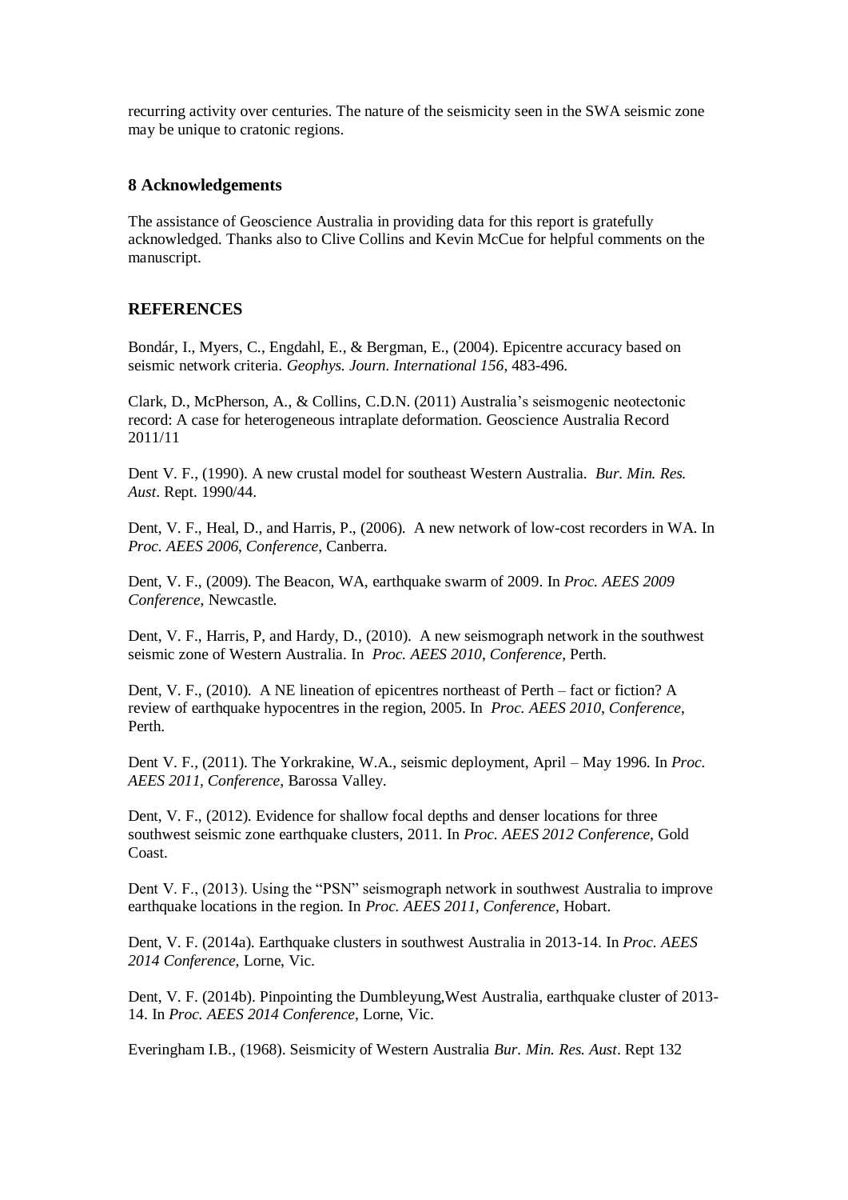recurring activity over centuries. The nature of the seismicity seen in the SWA seismic zone may be unique to cratonic regions.

## 8 Acknowledgements

The assistance of Geoscience Australia in providing data for this report is gratefully acknowledged. Thanks also to Clive Collins and Kevin McCue for helpful comments on the manuscript.

## REFERENCES

Bondár, I., Myers, C., Engdahl, E., & Bergman, E., (2004). Epicentre accuracy based on seismic network criteria. *Geophys. Journ. International 156,* 483-496.

Clark, D., McPherson, A., & Collins, C.D.N. (2011) Australia's seismogenic neotectonic record: A case for heterogeneous intraplate deformation. Geoscience Australia Record 2011/11

Dent V. F., (1990). A new crustal model for southeast Western Australia. *Bur. Min. Res. Aust*. Rept. 1990/44.

Dent, V. F., Heal, D., and Harris, P., (2006). A new network of low-cost recorders in WA. In *Proc. AEES 2006, Conference*, Canberra.

Dent, V. F., (2009). The Beacon, WA, earthquake swarm of 2009. In *Proc. AEES 2009 Conference*, Newcastle.

Dent, V. F., Harris, P, and Hardy, D., (2010). A new seismograph network in the southwest seismic zone of Western Australia. In *Proc. AEES 2010, Conference*, Perth.

Dent, V. F., (2010). A NE lineation of epicentres northeast of Perth – fact or fiction? A review of earthquake hypocentres in the region, 2005. In *Proc. AEES 2010, Conference*, Perth.

Dent V. F., (2011). The Yorkrakine, W.A., seismic deployment, April – May 1996. In *Proc. AEES 2011, Conference*, Barossa Valley.

Dent, V. F., (2012). Evidence for shallow focal depths and denser locations for three southwest seismic zone earthquake clusters, 2011. In *Proc. AEES 2012 Conference*, Gold Coast.

Dent V. F., (2013). Using the "PSN" seismograph network in southwest Australia to improve earthquake locations in the region. In *Proc. AEES 2011, Conference*, Hobart.

Dent, V. F. (2014a). Earthquake clusters in southwest Australia in 2013-14. In *Proc. AEES 2014 Conference*, Lorne, Vic.

Dent, V. F. (2014b). Pinpointing the Dumbleyung,West Australia, earthquake cluster of 2013-14. In *Proc. AEES 2014 Conference*, Lorne, Vic.

Everingham I.B., (1968). Seismicity of Western Australia *Bur. Min. Res. Aust*. Rept 132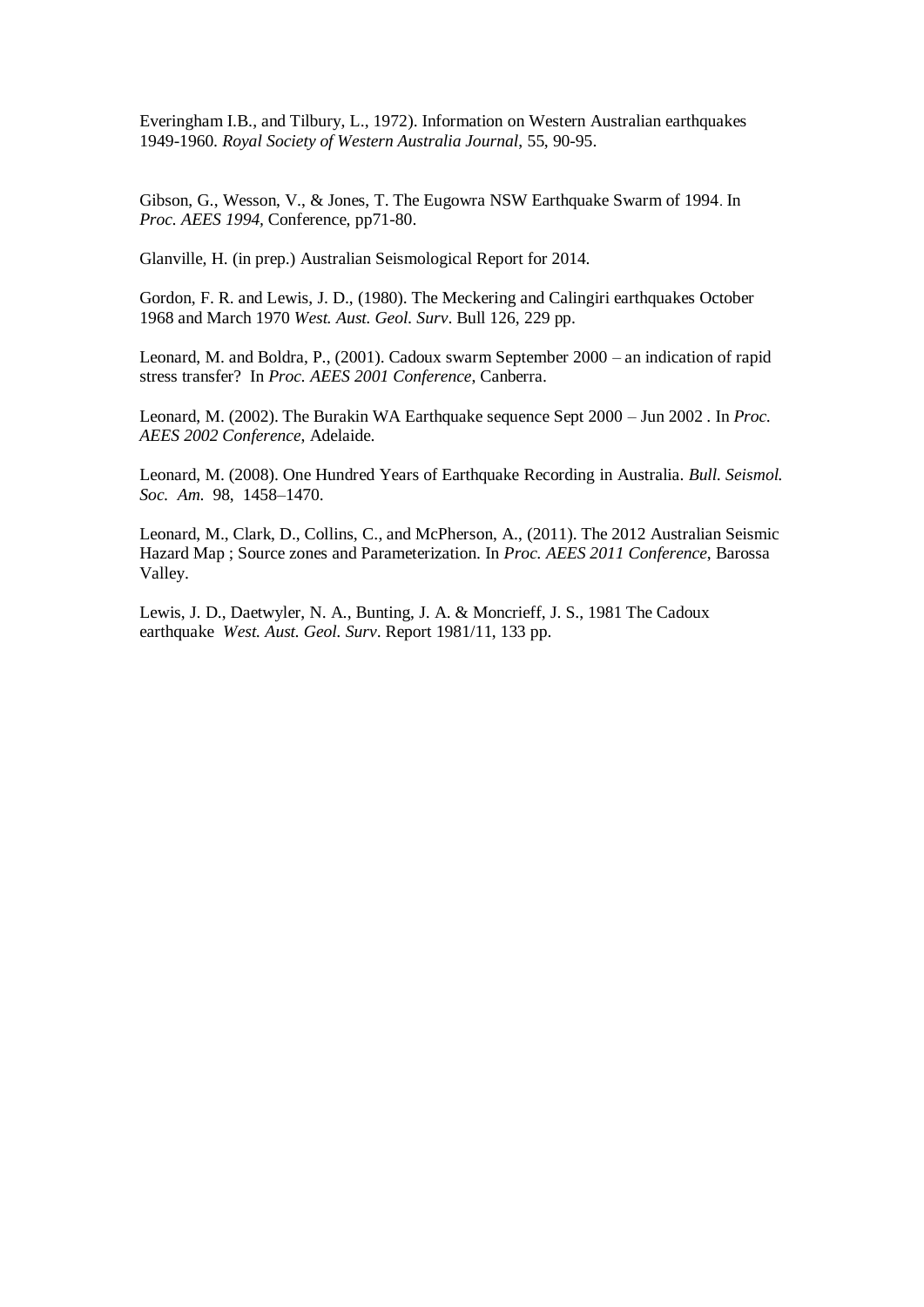Everingham I.B., and Tilbury, L., 1972). Information on Western Australian earthquakes 1949-1960. *Royal Society of Western Australia Journal*, 55, 90-95.

Gibson, G., Wesson, V., & Jones, T. The Eugowra NSW Earthquake Swarm of 1994. In *Proc. AEES 1994,* Conference, pp71-80.

Glanville, H. (in prep.) Australian Seismological Report for 2014.

Gordon, F. R. and Lewis, J. D., (1980). The Meckering and Calingiri earthquakes October 1968 and March 1970 *West. Aust. Geol. Surv*. Bull 126, 229 pp.

Leonard, M. and Boldra, P., (2001). Cadoux swarm September 2000 – an indication of rapid stress transfer? In *Proc. AEES 2001 Conference,* Canberra.

Leonard, M. (2002). The Burakin WA Earthquake sequence Sept 2000 – Jun 2002 . In *Proc. AEES 2002 Conference*, Adelaide.

Leonard, M. (2008). One Hundred Years of Earthquake Recording in Australia. *Bull. Seismol. Soc. Am.* 98, 1458–1470.

Leonard, M., Clark, D., Collins, C., and McPherson, A., (2011). The 2012 Australian Seismic Hazard Map ; Source zones and Parameterization. In *Proc. AEES 2011 Conference*, Barossa Valley.

Lewis, J. D., Daetwyler, N. A., Bunting, J. A. & Moncrieff, J. S., 1981 The Cadoux earthquake *West. Aust. Geol. Surv*. Report 1981/11, 133 pp.